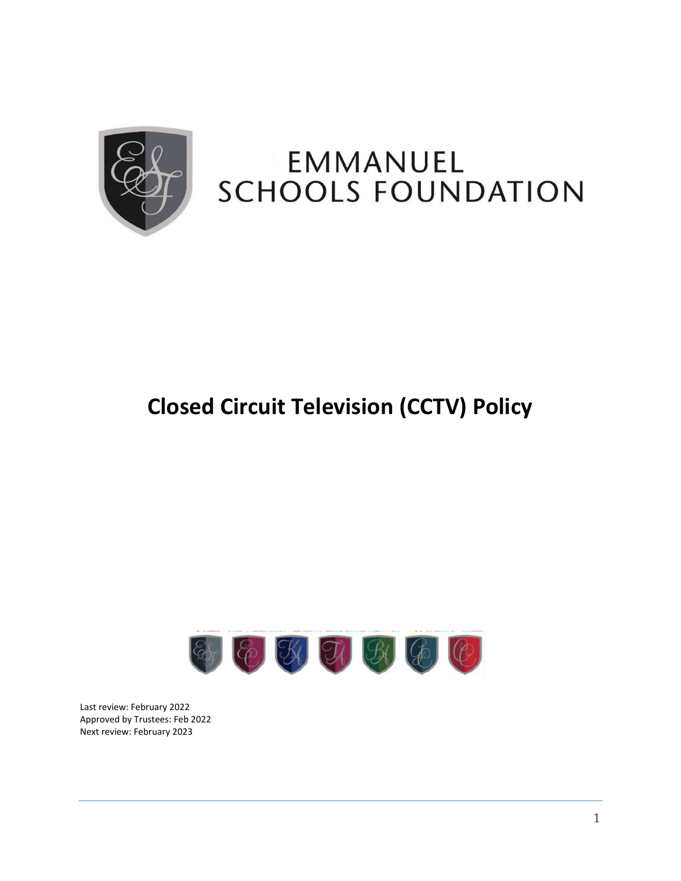# EMMANUEL SCHOOLS FOUNDATION

# Closed Circuit Television (CCTV) Policy

Last review: February 2022
Approved by Trustees: Feb 2022
Next review: February 2023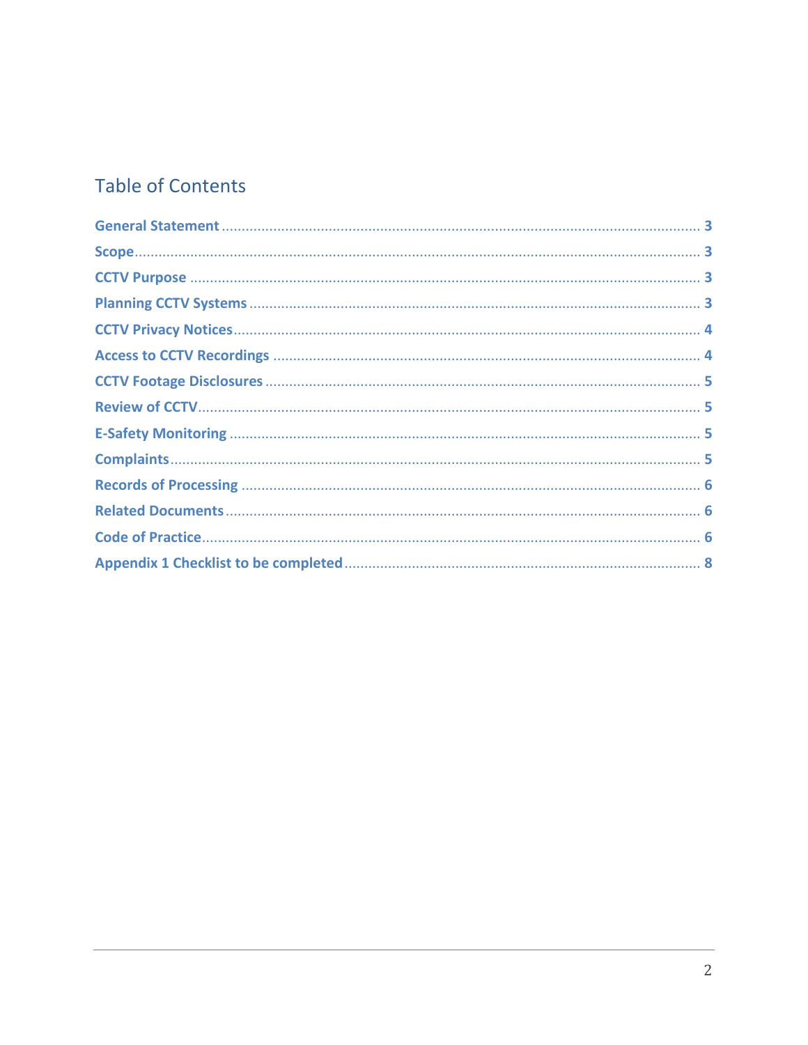## Table of Contents

General Statement ........................................................ 3
Scope ........................................................ 3
CCTV Purpose ........................................................ 3
Planning CCTV Systems ........................................................ 3
CCTV Privacy Notices ........................................................ 4
Access to CCTV Recordings ........................................................ 4
CCTV Footage Disclosures ........................................................ 5
Review of CCTV ........................................................ 5
E-Safety Monitoring ........................................................ 5
Complaints ........................................................ 5
Records of Processing ........................................................ 6
Related Documents ........................................................ 6
Code of Practice ........................................................ 6
Appendix 1 Checklist to be completed ........................................................ 8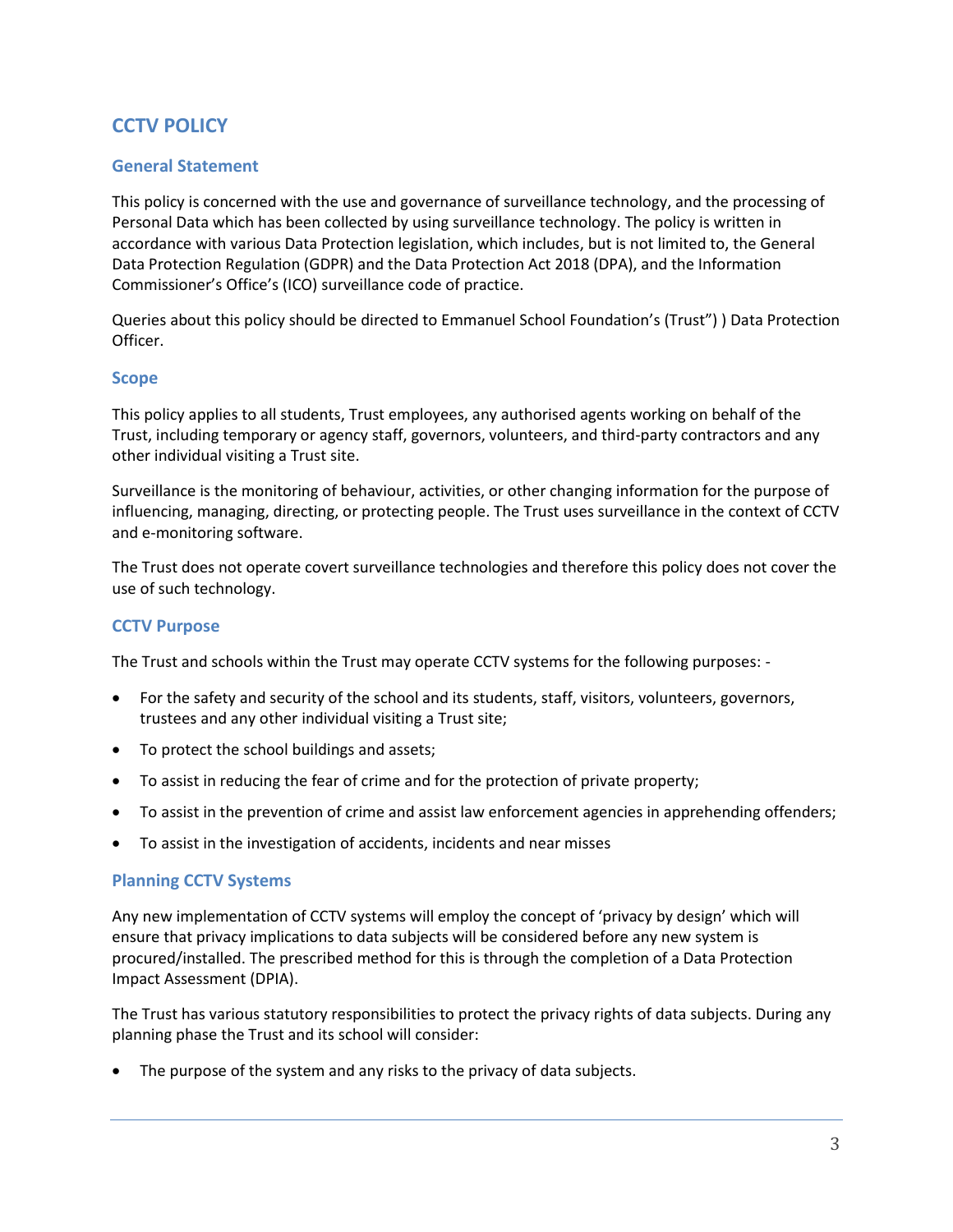# CCTV POLICY

## General Statement

This policy is concerned with the use and governance of surveillance technology, and the processing of Personal Data which has been collected by using surveillance technology. The policy is written in accordance with various Data Protection legislation, which includes, but is not limited to, the General Data Protection Regulation (GDPR) and the Data Protection Act 2018 (DPA), and the Information Commissioner's Office's (ICO) surveillance code of practice.

Queries about this policy should be directed to Emmanuel School Foundation's (Trust") ) Data Protection Officer.

## Scope

This policy applies to all students, Trust employees, any authorised agents working on behalf of the Trust, including temporary or agency staff, governors, volunteers, and third-party contractors and any other individual visiting a Trust site.

Surveillance is the monitoring of behaviour, activities, or other changing information for the purpose of influencing, managing, directing, or protecting people. The Trust uses surveillance in the context of CCTV and e-monitoring software.

The Trust does not operate covert surveillance technologies and therefore this policy does not cover the use of such technology.

## CCTV Purpose

The Trust and schools within the Trust may operate CCTV systems for the following purposes: -

- For the safety and security of the school and its students, staff, visitors, volunteers, governors, trustees and any other individual visiting a Trust site;
- To protect the school buildings and assets;
- To assist in reducing the fear of crime and for the protection of private property;
- To assist in the prevention of crime and assist law enforcement agencies in apprehending offenders;
- To assist in the investigation of accidents, incidents and near misses

## Planning CCTV Systems

Any new implementation of CCTV systems will employ the concept of 'privacy by design' which will ensure that privacy implications to data subjects will be considered before any new system is procured/installed. The prescribed method for this is through the completion of a Data Protection Impact Assessment (DPIA).

The Trust has various statutory responsibilities to protect the privacy rights of data subjects. During any planning phase the Trust and its school will consider:

- The purpose of the system and any risks to the privacy of data subjects.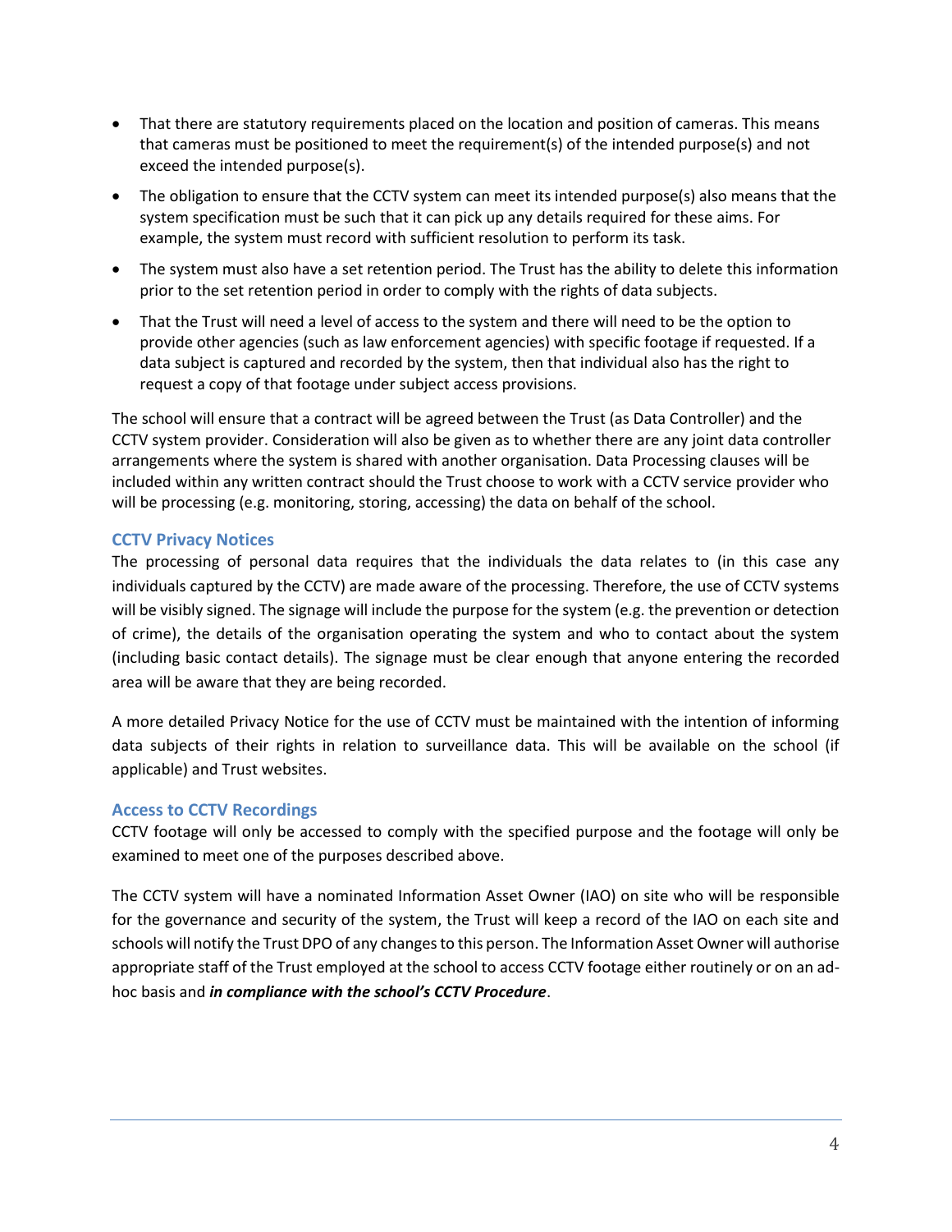- That there are statutory requirements placed on the location and position of cameras. This means that cameras must be positioned to meet the requirement(s) of the intended purpose(s) and not exceed the intended purpose(s).
- The obligation to ensure that the CCTV system can meet its intended purpose(s) also means that the system specification must be such that it can pick up any details required for these aims. For example, the system must record with sufficient resolution to perform its task.
- The system must also have a set retention period. The Trust has the ability to delete this information prior to the set retention period in order to comply with the rights of data subjects.
- That the Trust will need a level of access to the system and there will need to be the option to provide other agencies (such as law enforcement agencies) with specific footage if requested. If a data subject is captured and recorded by the system, then that individual also has the right to request a copy of that footage under subject access provisions.

The school will ensure that a contract will be agreed between the Trust (as Data Controller) and the CCTV system provider. Consideration will also be given as to whether there are any joint data controller arrangements where the system is shared with another organisation. Data Processing clauses will be included within any written contract should the Trust choose to work with a CCTV service provider who will be processing (e.g. monitoring, storing, accessing) the data on behalf of the school.

### CCTV Privacy Notices

The processing of personal data requires that the individuals the data relates to (in this case any individuals captured by the CCTV) are made aware of the processing. Therefore, the use of CCTV systems will be visibly signed. The signage will include the purpose for the system (e.g. the prevention or detection of crime), the details of the organisation operating the system and who to contact about the system (including basic contact details). The signage must be clear enough that anyone entering the recorded area will be aware that they are being recorded.

A more detailed Privacy Notice for the use of CCTV must be maintained with the intention of informing data subjects of their rights in relation to surveillance data. This will be available on the school (if applicable) and Trust websites.

### Access to CCTV Recordings

CCTV footage will only be accessed to comply with the specified purpose and the footage will only be examined to meet one of the purposes described above.

The CCTV system will have a nominated Information Asset Owner (IAO) on site who will be responsible for the governance and security of the system, the Trust will keep a record of the IAO on each site and schools will notify the Trust DPO of any changes to this person. The Information Asset Owner will authorise appropriate staff of the Trust employed at the school to access CCTV footage either routinely or on an ad-hoc basis and ***in compliance with the school's CCTV Procedure***.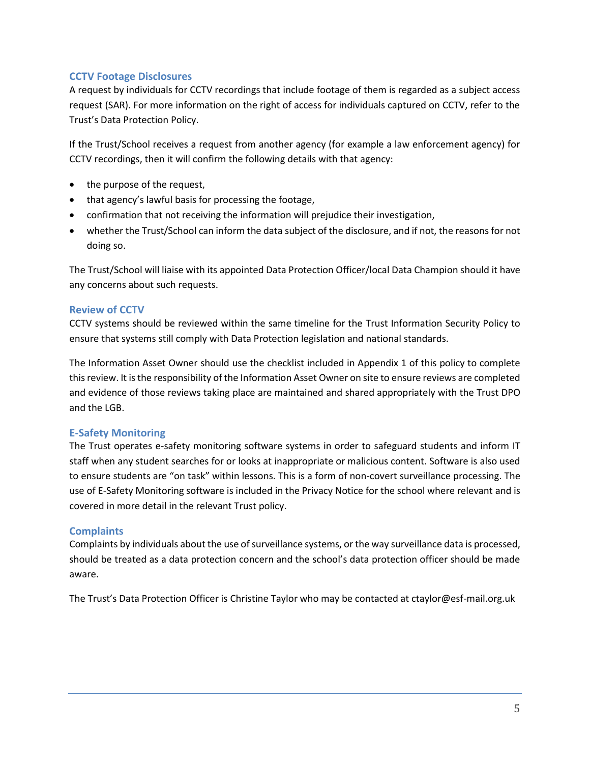## CCTV Footage Disclosures

A request by individuals for CCTV recordings that include footage of them is regarded as a subject access request (SAR). For more information on the right of access for individuals captured on CCTV, refer to the Trust's Data Protection Policy.

If the Trust/School receives a request from another agency (for example a law enforcement agency) for CCTV recordings, then it will confirm the following details with that agency:

- the purpose of the request,
- that agency's lawful basis for processing the footage,
- confirmation that not receiving the information will prejudice their investigation,
- whether the Trust/School can inform the data subject of the disclosure, and if not, the reasons for not doing so.

The Trust/School will liaise with its appointed Data Protection Officer/local Data Champion should it have any concerns about such requests.

## Review of CCTV

CCTV systems should be reviewed within the same timeline for the Trust Information Security Policy to ensure that systems still comply with Data Protection legislation and national standards.

The Information Asset Owner should use the checklist included in Appendix 1 of this policy to complete this review. It is the responsibility of the Information Asset Owner on site to ensure reviews are completed and evidence of those reviews taking place are maintained and shared appropriately with the Trust DPO and the LGB.

## E-Safety Monitoring

The Trust operates e-safety monitoring software systems in order to safeguard students and inform IT staff when any student searches for or looks at inappropriate or malicious content. Software is also used to ensure students are "on task" within lessons. This is a form of non-covert surveillance processing. The use of E-Safety Monitoring software is included in the Privacy Notice for the school where relevant and is covered in more detail in the relevant Trust policy.

## Complaints

Complaints by individuals about the use of surveillance systems, or the way surveillance data is processed, should be treated as a data protection concern and the school's data protection officer should be made aware.

The Trust's Data Protection Officer is Christine Taylor who may be contacted at ctaylor@esf-mail.org.uk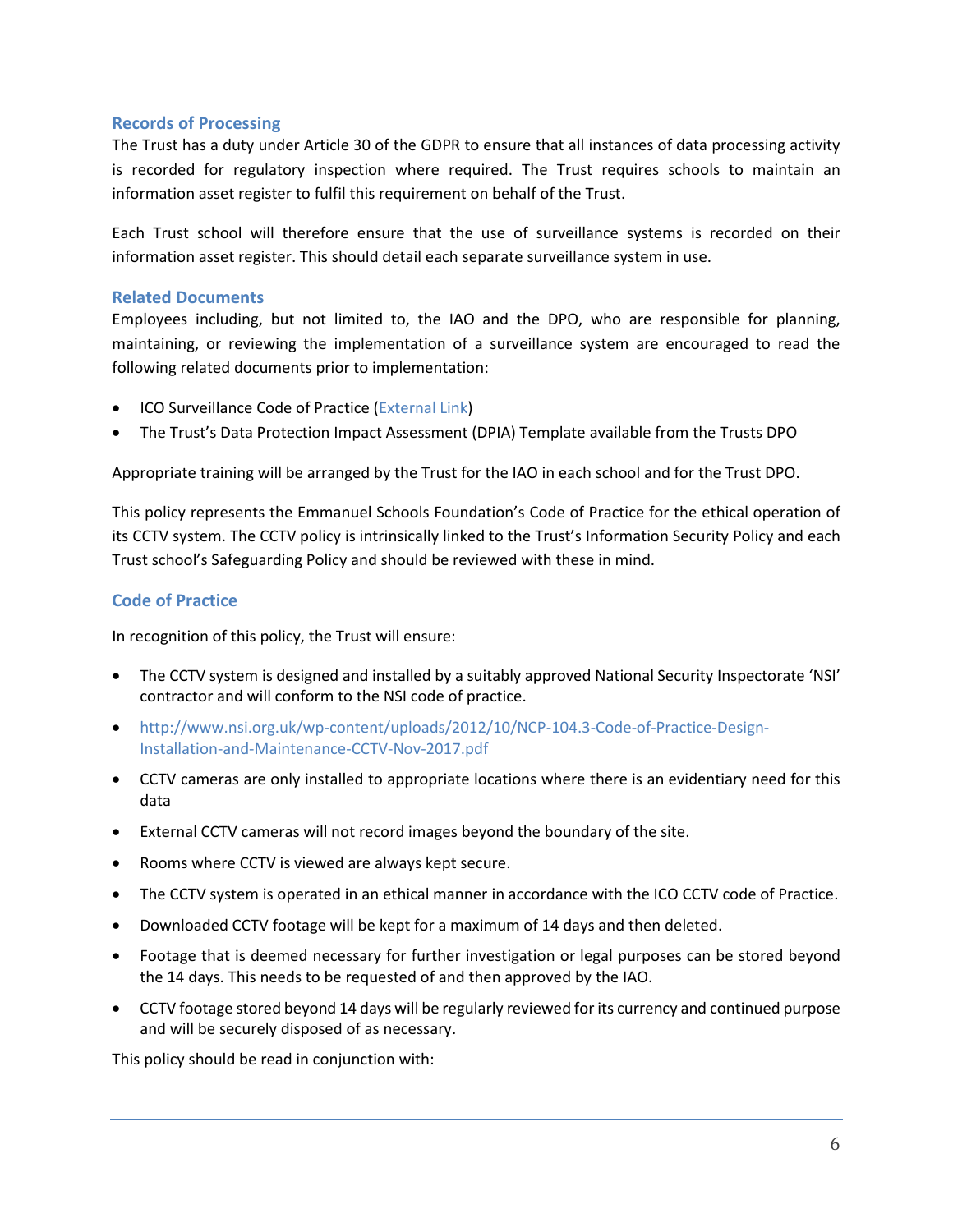## Records of Processing

The Trust has a duty under Article 30 of the GDPR to ensure that all instances of data processing activity is recorded for regulatory inspection where required. The Trust requires schools to maintain an information asset register to fulfil this requirement on behalf of the Trust.

Each Trust school will therefore ensure that the use of surveillance systems is recorded on their information asset register. This should detail each separate surveillance system in use.

## Related Documents

Employees including, but not limited to, the IAO and the DPO, who are responsible for planning, maintaining, or reviewing the implementation of a surveillance system are encouraged to read the following related documents prior to implementation:

- ICO Surveillance Code of Practice (External Link)
- The Trust's Data Protection Impact Assessment (DPIA) Template available from the Trusts DPO

Appropriate training will be arranged by the Trust for the IAO in each school and for the Trust DPO.

This policy represents the Emmanuel Schools Foundation's Code of Practice for the ethical operation of its CCTV system. The CCTV policy is intrinsically linked to the Trust's Information Security Policy and each Trust school's Safeguarding Policy and should be reviewed with these in mind.

## Code of Practice

In recognition of this policy, the Trust will ensure:

- The CCTV system is designed and installed by a suitably approved National Security Inspectorate 'NSI' contractor and will conform to the NSI code of practice.
- http://www.nsi.org.uk/wp-content/uploads/2012/10/NCP-104.3-Code-of-Practice-Design-Installation-and-Maintenance-CCTV-Nov-2017.pdf
- CCTV cameras are only installed to appropriate locations where there is an evidentiary need for this data
- External CCTV cameras will not record images beyond the boundary of the site.
- Rooms where CCTV is viewed are always kept secure.
- The CCTV system is operated in an ethical manner in accordance with the ICO CCTV code of Practice.
- Downloaded CCTV footage will be kept for a maximum of 14 days and then deleted.
- Footage that is deemed necessary for further investigation or legal purposes can be stored beyond the 14 days. This needs to be requested of and then approved by the IAO.
- CCTV footage stored beyond 14 days will be regularly reviewed for its currency and continued purpose and will be securely disposed of as necessary.

This policy should be read in conjunction with: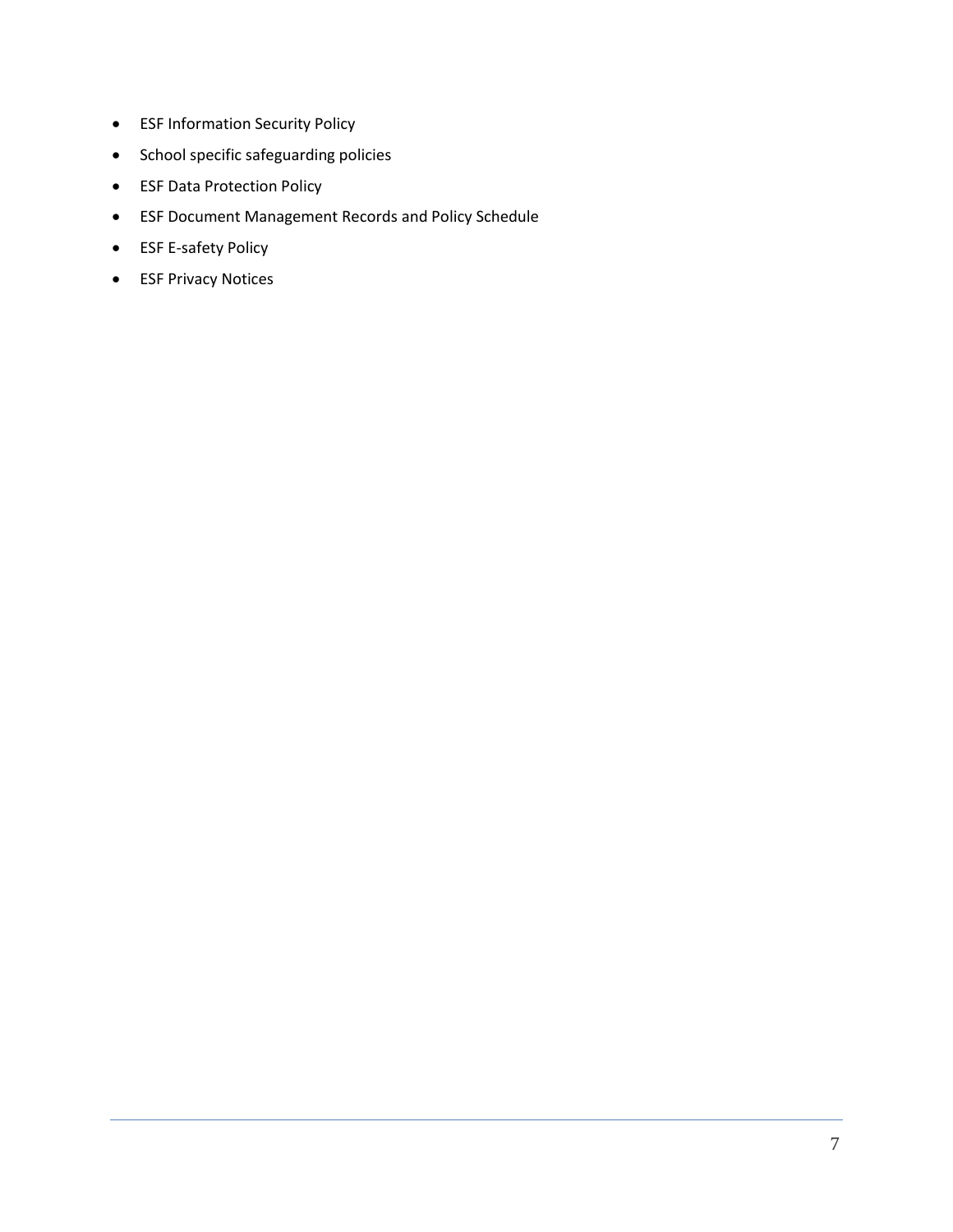- ESF Information Security Policy
- School specific safeguarding policies
- ESF Data Protection Policy
- ESF Document Management Records and Policy Schedule
- ESF E-safety Policy
- ESF Privacy Notices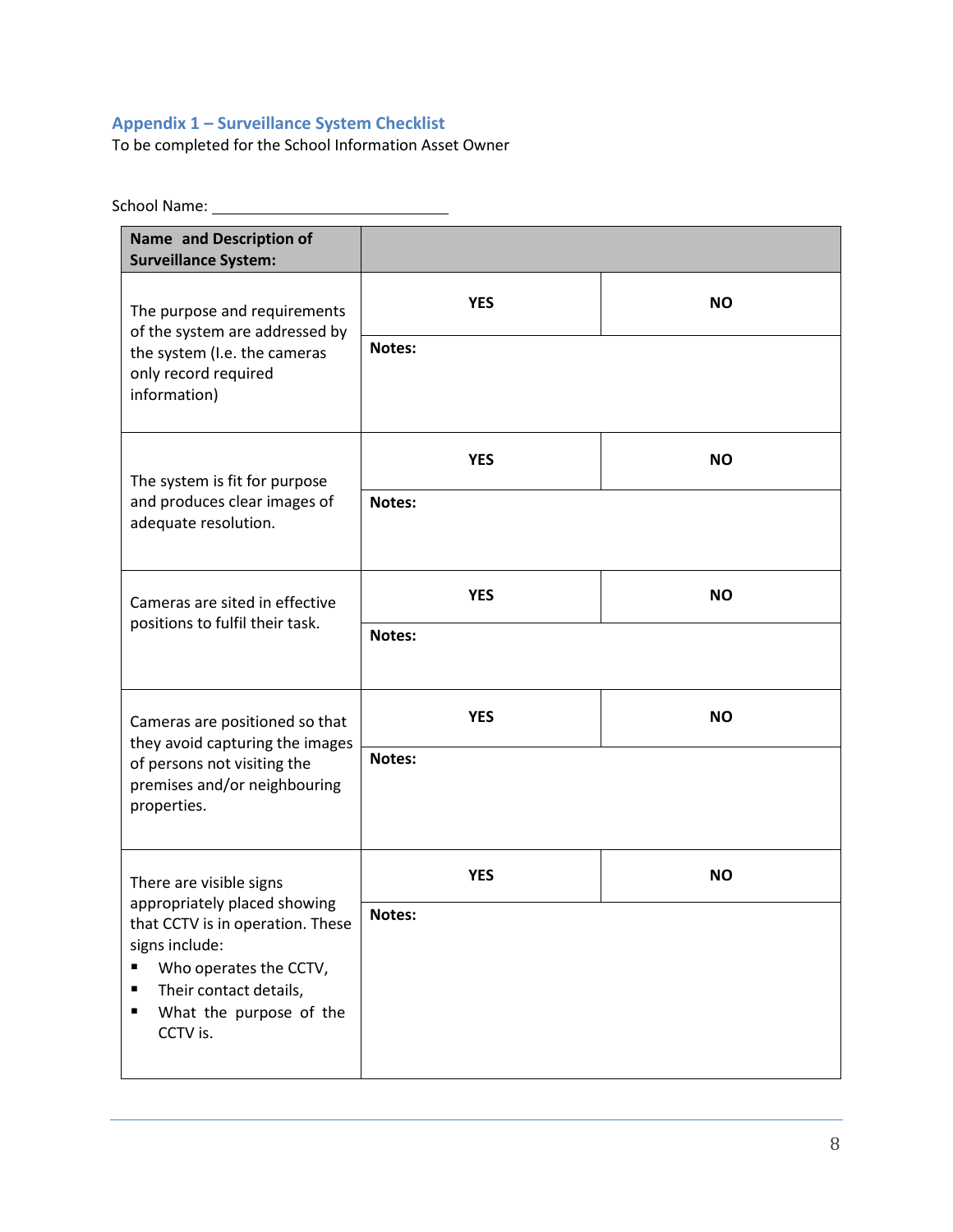## Appendix 1 – Surveillance System Checklist

To be completed for the School Information Asset Owner

School Name: ______________________

| Name and Description of Surveillance System: | | |
|---|---|---|
| The purpose and requirements of the system are addressed by the system (I.e. the cameras only record required information) | **YES** | **NO** |
| | **Notes:** | |
| The system is fit for purpose and produces clear images of adequate resolution. | **YES** | **NO** |
| | **Notes:** | |
| Cameras are sited in effective positions to fulfil their task. | **YES** | **NO** |
| | **Notes:** | |
| Cameras are positioned so that they avoid capturing the images of persons not visiting the premises and/or neighbouring properties. | **YES** | **NO** |
| | **Notes:** | |
| There are visible signs appropriately placed showing that CCTV is in operation. These signs include:<br>▪ Who operates the CCTV,<br>▪ Their contact details,<br>▪ What the purpose of the CCTV is. | **YES** | **NO** |
| | **Notes:** | |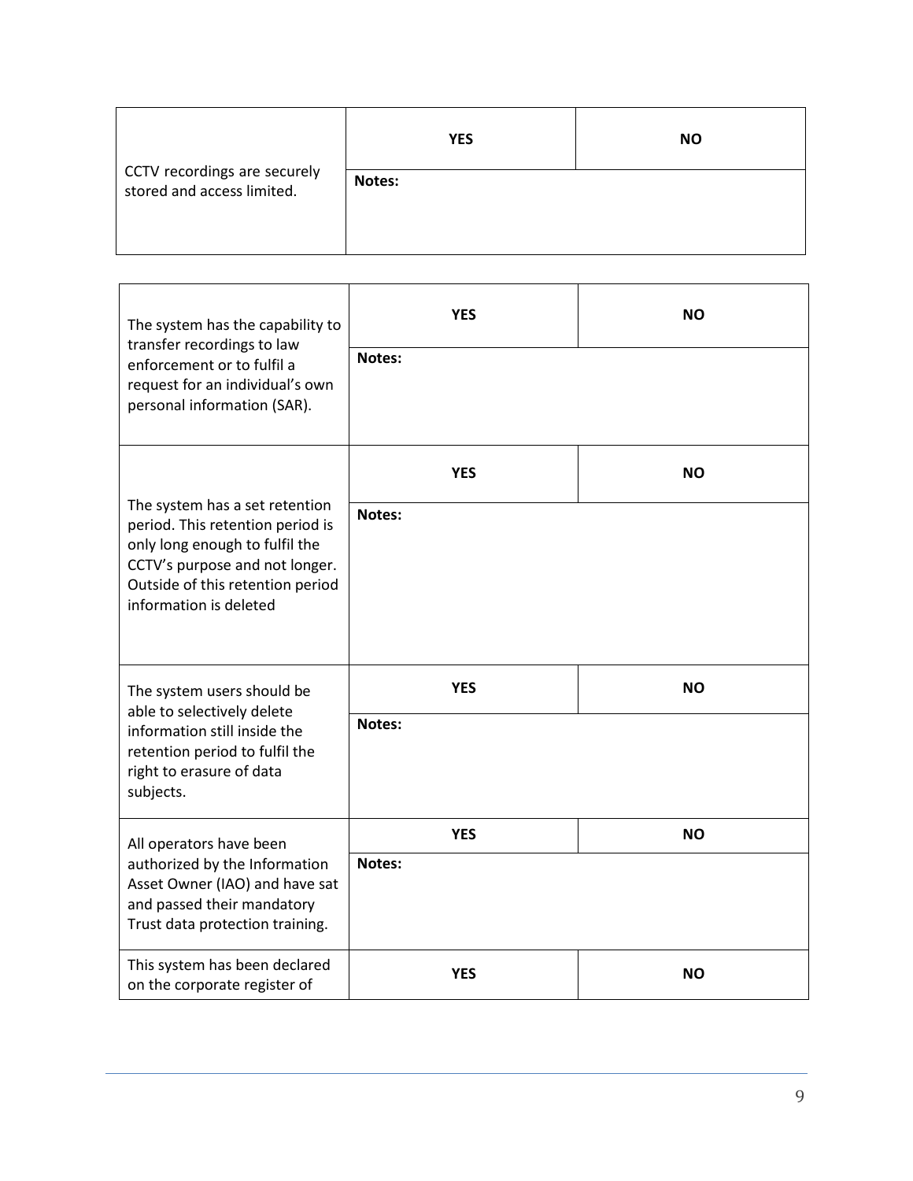| CCTV recordings are securely stored and access limited. | **YES** | **NO** |
|---|---|---|
| | **Notes:** | |

| The system has the capability to transfer recordings to law enforcement or to fulfil a request for an individual's own personal information (SAR). | **YES** | **NO** |
|---|---|---|
| | **Notes:** | |
| The system has a set retention period. This retention period is only long enough to fulfil the CCTV's purpose and not longer. Outside of this retention period information is deleted | **YES** | **NO** |
| | **Notes:** | |
| The system users should be able to selectively delete information still inside the retention period to fulfil the right to erasure of data subjects. | **YES** | **NO** |
| | **Notes:** | |
| All operators have been authorized by the Information Asset Owner (IAO) and have sat and passed their mandatory Trust data protection training. | **YES** | **NO** |
| | **Notes:** | |
| This system has been declared on the corporate register of | **YES** | **NO** |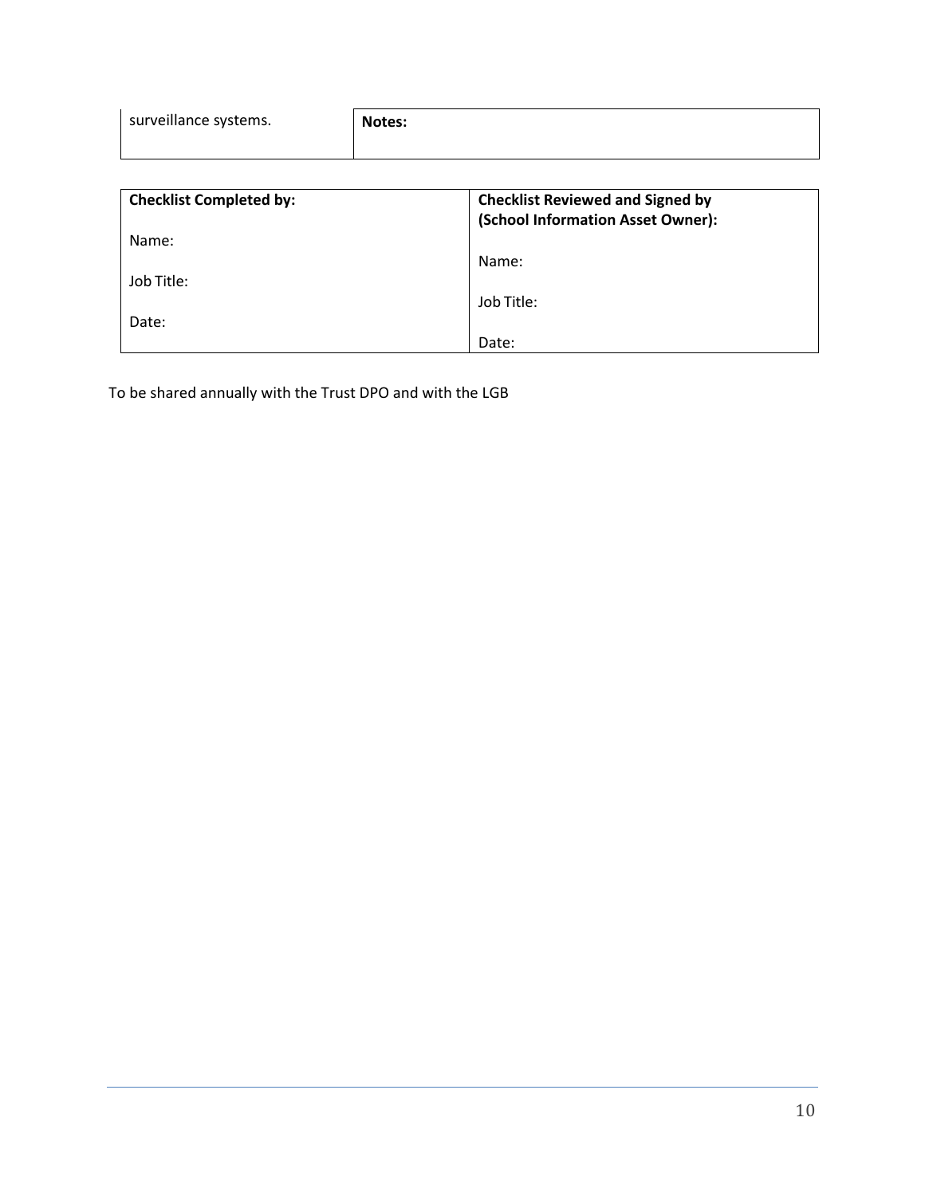| | |
|---|---|
| surveillance systems. | **Notes:** |

| **Checklist Completed by:** | **Checklist Reviewed and Signed by (School Information Asset Owner):** |
|---|---|
| Name: | Name: |
| Job Title: | Job Title: |
| Date: | Date: |

To be shared annually with the Trust DPO and with the LGB